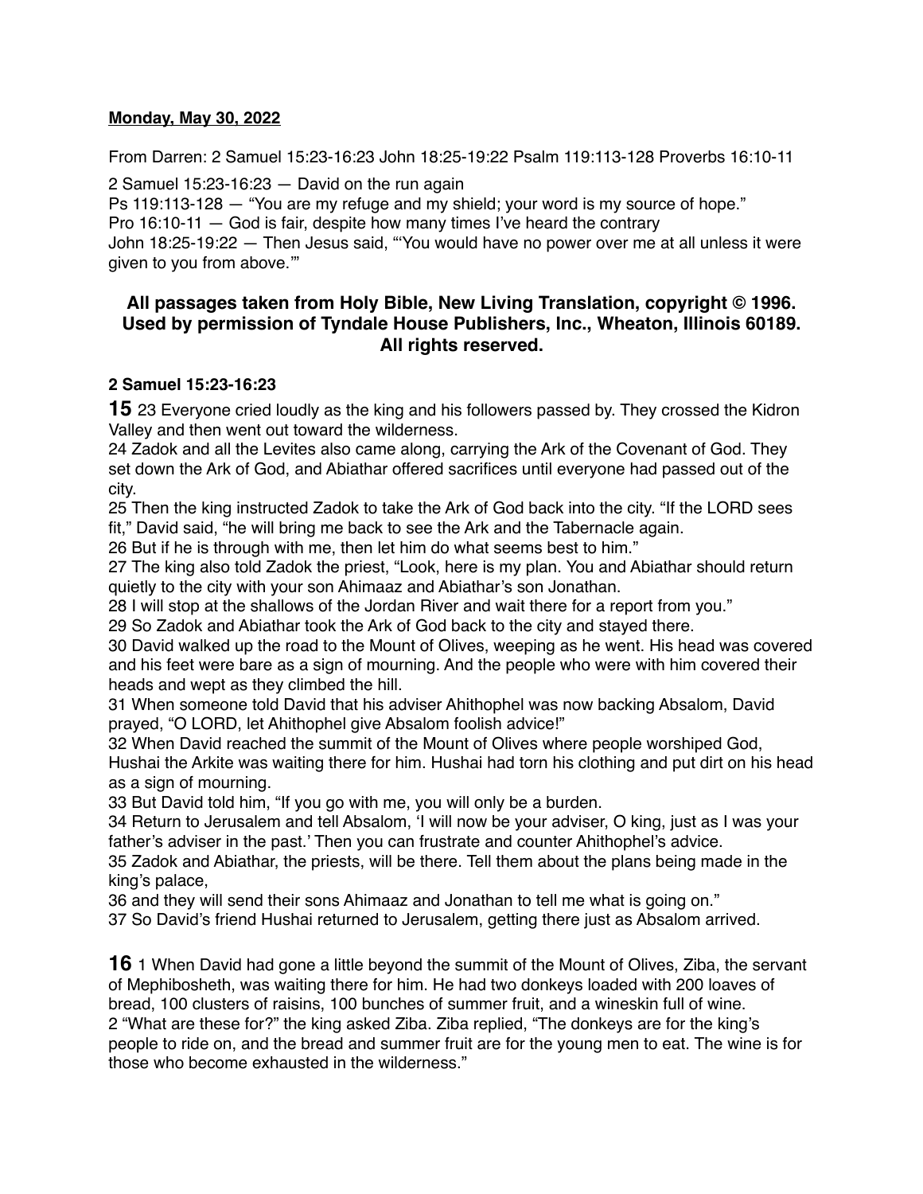**Monday, May 30, 2022**

From Darren: 2 Samuel 15:23-16:23 John 18:25-19:22 Psalm 119:113-128 Proverbs 16:10-11

2 Samuel 15:23-16:23 — David on the run again
Ps 119:113-128 — "You are my refuge and my shield; your word is my source of hope."
Pro 16:10-11 — God is fair, despite how many times I've heard the contrary
John 18:25-19:22 — Then Jesus said, "'You would have no power over me at all unless it were given to you from above.'"

**All passages taken from Holy Bible, New Living Translation, copyright © 1996. Used by permission of Tyndale House Publishers, Inc., Wheaton, Illinois 60189. All rights reserved.**

**2 Samuel 15:23-16:23**

**15** 23 Everyone cried loudly as the king and his followers passed by. They crossed the Kidron Valley and then went out toward the wilderness.
24 Zadok and all the Levites also came along, carrying the Ark of the Covenant of God. They set down the Ark of God, and Abiathar offered sacrifices until everyone had passed out of the city.
25 Then the king instructed Zadok to take the Ark of God back into the city. "If the LORD sees fit," David said, "he will bring me back to see the Ark and the Tabernacle again.
26 But if he is through with me, then let him do what seems best to him."
27 The king also told Zadok the priest, "Look, here is my plan. You and Abiathar should return quietly to the city with your son Ahimaaz and Abiathar's son Jonathan.
28 I will stop at the shallows of the Jordan River and wait there for a report from you."
29 So Zadok and Abiathar took the Ark of God back to the city and stayed there.
30 David walked up the road to the Mount of Olives, weeping as he went. His head was covered and his feet were bare as a sign of mourning. And the people who were with him covered their heads and wept as they climbed the hill.
31 When someone told David that his adviser Ahithophel was now backing Absalom, David prayed, "O LORD, let Ahithophel give Absalom foolish advice!"
32 When David reached the summit of the Mount of Olives where people worshiped God, Hushai the Arkite was waiting there for him. Hushai had torn his clothing and put dirt on his head as a sign of mourning.
33 But David told him, "If you go with me, you will only be a burden.
34 Return to Jerusalem and tell Absalom, 'I will now be your adviser, O king, just as I was your father's adviser in the past.' Then you can frustrate and counter Ahithophel's advice.
35 Zadok and Abiathar, the priests, will be there. Tell them about the plans being made in the king's palace,
36 and they will send their sons Ahimaaz and Jonathan to tell me what is going on."
37 So David's friend Hushai returned to Jerusalem, getting there just as Absalom arrived.

**16** 1 When David had gone a little beyond the summit of the Mount of Olives, Ziba, the servant of Mephibosheth, was waiting there for him. He had two donkeys loaded with 200 loaves of bread, 100 clusters of raisins, 100 bunches of summer fruit, and a wineskin full of wine.
2 "What are these for?" the king asked Ziba. Ziba replied, "The donkeys are for the king's people to ride on, and the bread and summer fruit are for the young men to eat. The wine is for those who become exhausted in the wilderness."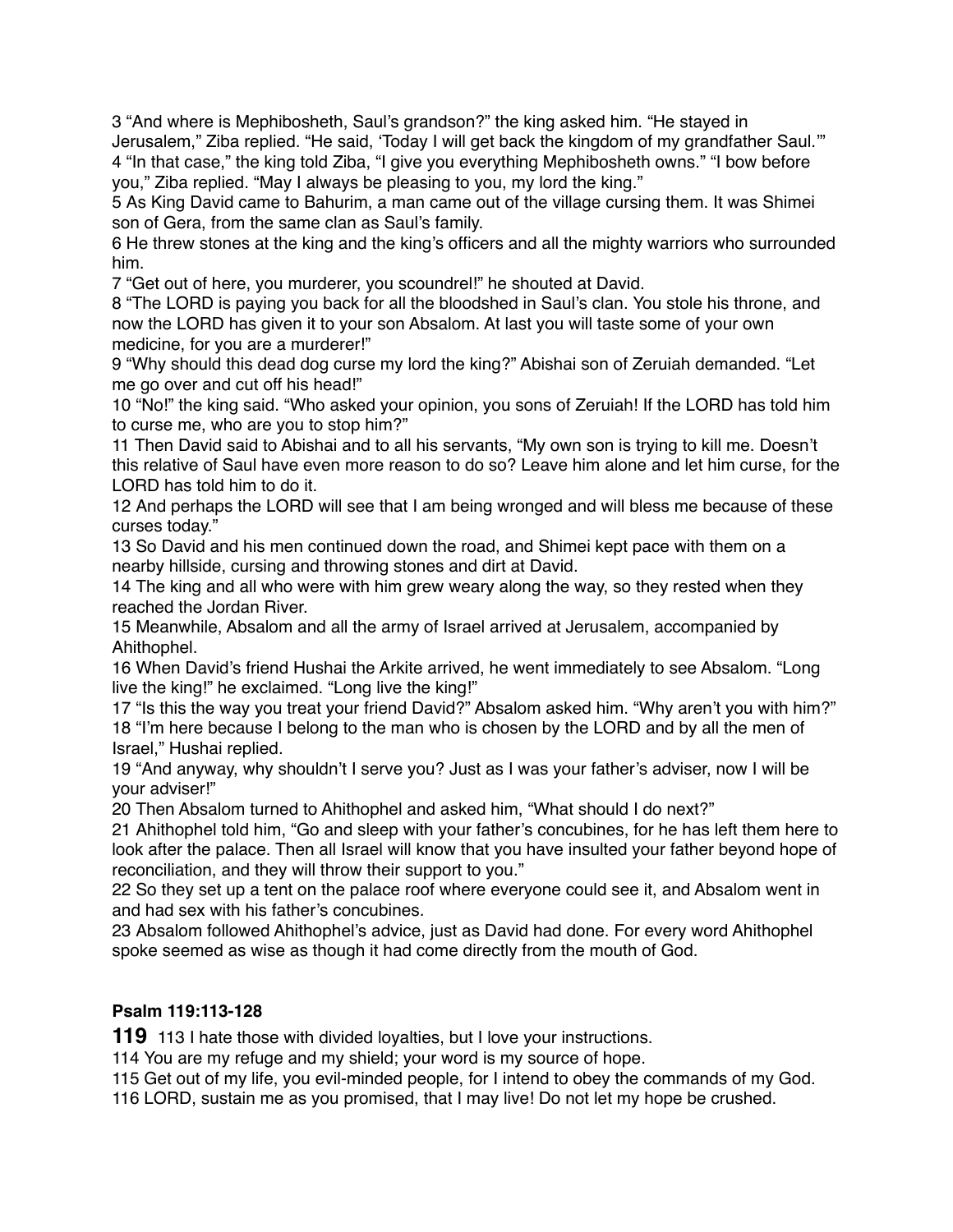3 “And where is Mephibosheth, Saul’s grandson?” the king asked him. “He stayed in Jerusalem,” Ziba replied. “He said, ‘Today I will get back the kingdom of my grandfather Saul.’”
4 “In that case,” the king told Ziba, “I give you everything Mephibosheth owns.” “I bow before you,” Ziba replied. “May I always be pleasing to you, my lord the king.”
5 As King David came to Bahurim, a man came out of the village cursing them. It was Shimei son of Gera, from the same clan as Saul’s family.
6 He threw stones at the king and the king’s officers and all the mighty warriors who surrounded him.
7 “Get out of here, you murderer, you scoundrel!” he shouted at David.
8 “The LORD is paying you back for all the bloodshed in Saul’s clan. You stole his throne, and now the LORD has given it to your son Absalom. At last you will taste some of your own medicine, for you are a murderer!”
9 “Why should this dead dog curse my lord the king?” Abishai son of Zeruiah demanded. “Let me go over and cut off his head!”
10 “No!” the king said. “Who asked your opinion, you sons of Zeruiah! If the LORD has told him to curse me, who are you to stop him?”
11 Then David said to Abishai and to all his servants, “My own son is trying to kill me. Doesn’t this relative of Saul have even more reason to do so? Leave him alone and let him curse, for the LORD has told him to do it.
12 And perhaps the LORD will see that I am being wronged and will bless me because of these curses today.”
13 So David and his men continued down the road, and Shimei kept pace with them on a nearby hillside, cursing and throwing stones and dirt at David.
14 The king and all who were with him grew weary along the way, so they rested when they reached the Jordan River.
15 Meanwhile, Absalom and all the army of Israel arrived at Jerusalem, accompanied by Ahithophel.
16 When David’s friend Hushai the Arkite arrived, he went immediately to see Absalom. “Long live the king!” he exclaimed. “Long live the king!”
17 “Is this the way you treat your friend David?” Absalom asked him. “Why aren’t you with him?”
18 “I’m here because I belong to the man who is chosen by the LORD and by all the men of Israel,” Hushai replied.
19 “And anyway, why shouldn’t I serve you? Just as I was your father’s adviser, now I will be your adviser!”
20 Then Absalom turned to Ahithophel and asked him, “What should I do next?”
21 Ahithophel told him, “Go and sleep with your father’s concubines, for he has left them here to look after the palace. Then all Israel will know that you have insulted your father beyond hope of reconciliation, and they will throw their support to you.”
22 So they set up a tent on the palace roof where everyone could see it, and Absalom went in and had sex with his father’s concubines.
23 Absalom followed Ahithophel’s advice, just as David had done. For every word Ahithophel spoke seemed as wise as though it had come directly from the mouth of God.

**Psalm 119:113-128**

**119** 113 I hate those with divided loyalties, but I love your instructions.
114 You are my refuge and my shield; your word is my source of hope.
115 Get out of my life, you evil-minded people, for I intend to obey the commands of my God.
116 LORD, sustain me as you promised, that I may live! Do not let my hope be crushed.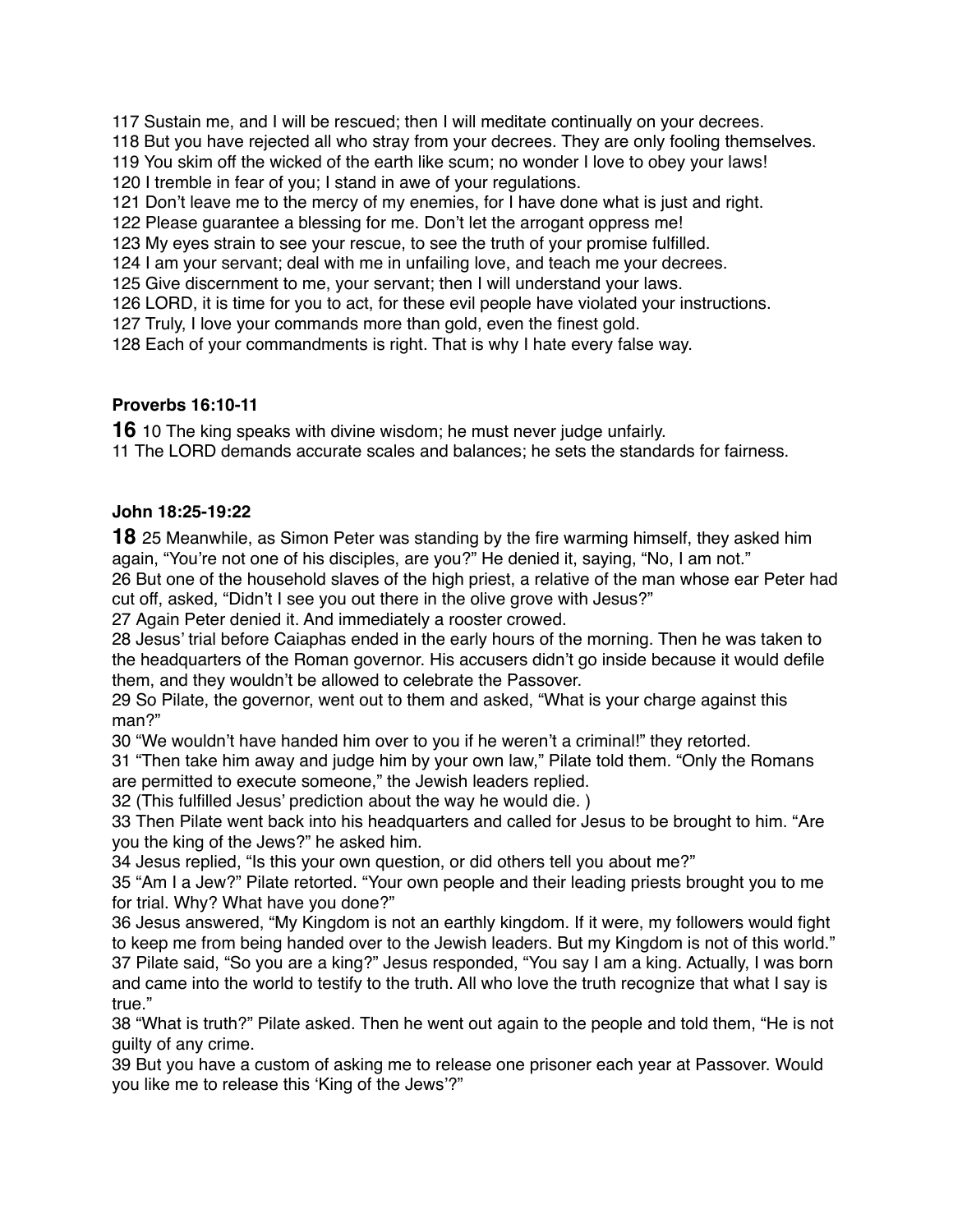117 Sustain me, and I will be rescued; then I will meditate continually on your decrees.
118 But you have rejected all who stray from your decrees. They are only fooling themselves.
119 You skim off the wicked of the earth like scum; no wonder I love to obey your laws!
120 I tremble in fear of you; I stand in awe of your regulations.
121 Don't leave me to the mercy of my enemies, for I have done what is just and right.
122 Please guarantee a blessing for me. Don't let the arrogant oppress me!
123 My eyes strain to see your rescue, to see the truth of your promise fulfilled.
124 I am your servant; deal with me in unfailing love, and teach me your decrees.
125 Give discernment to me, your servant; then I will understand your laws.
126 LORD, it is time for you to act, for these evil people have violated your instructions.
127 Truly, I love your commands more than gold, even the finest gold.
128 Each of your commandments is right. That is why I hate every false way.

**Proverbs 16:10-11**

**16** 10 The king speaks with divine wisdom; he must never judge unfairly.
11 The LORD demands accurate scales and balances; he sets the standards for fairness.

**John 18:25-19:22**

**18** 25 Meanwhile, as Simon Peter was standing by the fire warming himself, they asked him again, "You're not one of his disciples, are you?" He denied it, saying, "No, I am not."
26 But one of the household slaves of the high priest, a relative of the man whose ear Peter had cut off, asked, "Didn't I see you out there in the olive grove with Jesus?"
27 Again Peter denied it. And immediately a rooster crowed.
28 Jesus' trial before Caiaphas ended in the early hours of the morning. Then he was taken to the headquarters of the Roman governor. His accusers didn't go inside because it would defile them, and they wouldn't be allowed to celebrate the Passover.
29 So Pilate, the governor, went out to them and asked, "What is your charge against this man?"
30 "We wouldn't have handed him over to you if he weren't a criminal!" they retorted.
31 "Then take him away and judge him by your own law," Pilate told them. "Only the Romans are permitted to execute someone," the Jewish leaders replied.
32 (This fulfilled Jesus' prediction about the way he would die. )
33 Then Pilate went back into his headquarters and called for Jesus to be brought to him. "Are you the king of the Jews?" he asked him.
34 Jesus replied, "Is this your own question, or did others tell you about me?"
35 "Am I a Jew?" Pilate retorted. "Your own people and their leading priests brought you to me for trial. Why? What have you done?"
36 Jesus answered, "My Kingdom is not an earthly kingdom. If it were, my followers would fight to keep me from being handed over to the Jewish leaders. But my Kingdom is not of this world."
37 Pilate said, "So you are a king?" Jesus responded, "You say I am a king. Actually, I was born and came into the world to testify to the truth. All who love the truth recognize that what I say is true."
38 "What is truth?" Pilate asked. Then he went out again to the people and told them, "He is not guilty of any crime.
39 But you have a custom of asking me to release one prisoner each year at Passover. Would you like me to release this 'King of the Jews'?"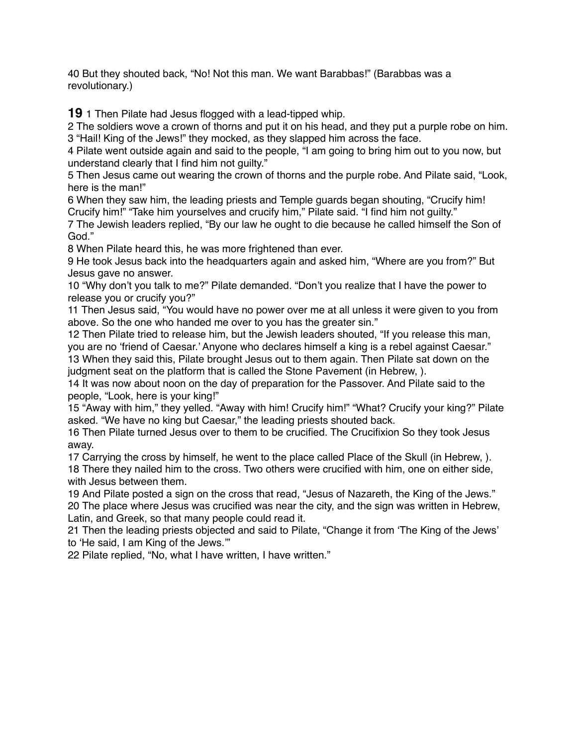40 But they shouted back, “No! Not this man. We want Barabbas!” (Barabbas was a revolutionary.)

**19** 1 Then Pilate had Jesus flogged with a lead-tipped whip.
2 The soldiers wove a crown of thorns and put it on his head, and they put a purple robe on him.
3 “Hail! King of the Jews!” they mocked, as they slapped him across the face.
4 Pilate went outside again and said to the people, “I am going to bring him out to you now, but understand clearly that I find him not guilty.”
5 Then Jesus came out wearing the crown of thorns and the purple robe. And Pilate said, “Look, here is the man!”
6 When they saw him, the leading priests and Temple guards began shouting, “Crucify him! Crucify him!” “Take him yourselves and crucify him,” Pilate said. “I find him not guilty.”
7 The Jewish leaders replied, “By our law he ought to die because he called himself the Son of God.”
8 When Pilate heard this, he was more frightened than ever.
9 He took Jesus back into the headquarters again and asked him, “Where are you from?” But Jesus gave no answer.
10 “Why don’t you talk to me?” Pilate demanded. “Don’t you realize that I have the power to release you or crucify you?”
11 Then Jesus said, “You would have no power over me at all unless it were given to you from above. So the one who handed me over to you has the greater sin.”
12 Then Pilate tried to release him, but the Jewish leaders shouted, “If you release this man, you are no ‘friend of Caesar.’ Anyone who declares himself a king is a rebel against Caesar.”
13 When they said this, Pilate brought Jesus out to them again. Then Pilate sat down on the judgment seat on the platform that is called the Stone Pavement (in Hebrew, ).
14 It was now about noon on the day of preparation for the Passover. And Pilate said to the people, “Look, here is your king!”
15 “Away with him,” they yelled. “Away with him! Crucify him!” “What? Crucify your king?” Pilate asked. “We have no king but Caesar,” the leading priests shouted back.
16 Then Pilate turned Jesus over to them to be crucified. The Crucifixion So they took Jesus away.
17 Carrying the cross by himself, he went to the place called Place of the Skull (in Hebrew, ).
18 There they nailed him to the cross. Two others were crucified with him, one on either side, with Jesus between them.
19 And Pilate posted a sign on the cross that read, “Jesus of Nazareth, the King of the Jews.”
20 The place where Jesus was crucified was near the city, and the sign was written in Hebrew, Latin, and Greek, so that many people could read it.
21 Then the leading priests objected and said to Pilate, “Change it from ‘The King of the Jews’ to ‘He said, I am King of the Jews.’”
22 Pilate replied, “No, what I have written, I have written.”